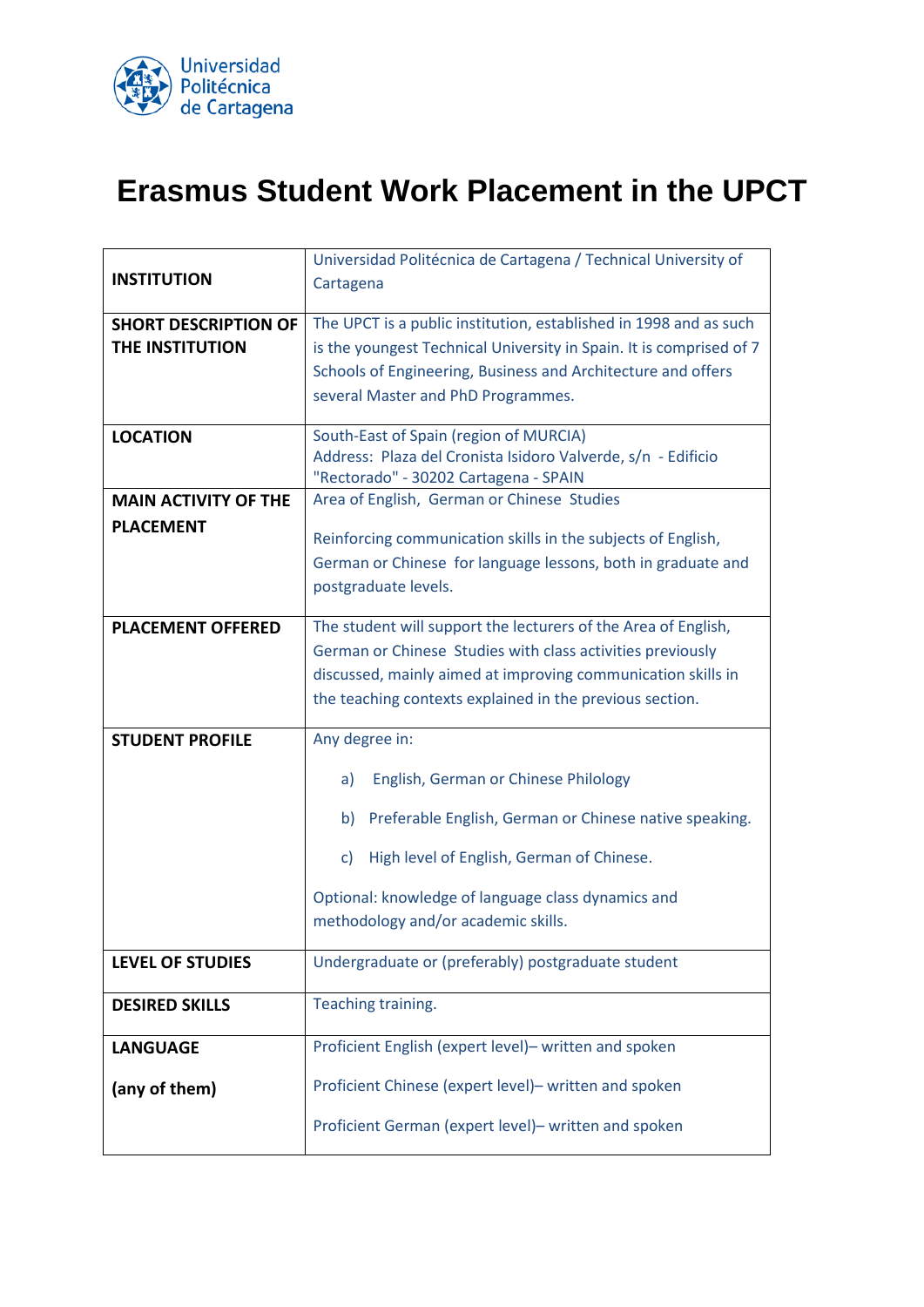Universidad Politécnica de Cartagena

# Erasmus Student Work Placement in the UPCT

| | |
|---|---|
| **INSTITUTION** | Universidad Politécnica de Cartagena / Technical University of Cartagena |
| **SHORT DESCRIPTION OF THE INSTITUTION** | The UPCT is a public institution, established in 1998 and as such is the youngest Technical University in Spain. It is comprised of 7 Schools of Engineering, Business and Architecture and offers several Master and PhD Programmes. |
| **LOCATION** | South-East of Spain (region of MURCIA)<br>Address: Plaza del Cronista Isidoro Valverde, s/n - Edificio "Rectorado" - 30202 Cartagena - SPAIN |
| **MAIN ACTIVITY OF THE PLACEMENT** | Area of English, German or Chinese Studies<br><br>Reinforcing communication skills in the subjects of English, German or Chinese for language lessons, both in graduate and postgraduate levels. |
| **PLACEMENT OFFERED** | The student will support the lecturers of the Area of English, German or Chinese Studies with class activities previously discussed, mainly aimed at improving communication skills in the teaching contexts explained in the previous section. |
| **STUDENT PROFILE** | Any degree in:<br><br>a) English, German or Chinese Philology<br><br>b) Preferable English, German or Chinese native speaking.<br><br>c) High level of English, German of Chinese.<br><br>Optional: knowledge of language class dynamics and methodology and/or academic skills. |
| **LEVEL OF STUDIES** | Undergraduate or (preferably) postgraduate student |
| **DESIRED SKILLS** | Teaching training. |
| **LANGUAGE**<br><br>**(any of them)** | Proficient English (expert level)– written and spoken<br><br>Proficient Chinese (expert level)– written and spoken<br><br>Proficient German (expert level)– written and spoken |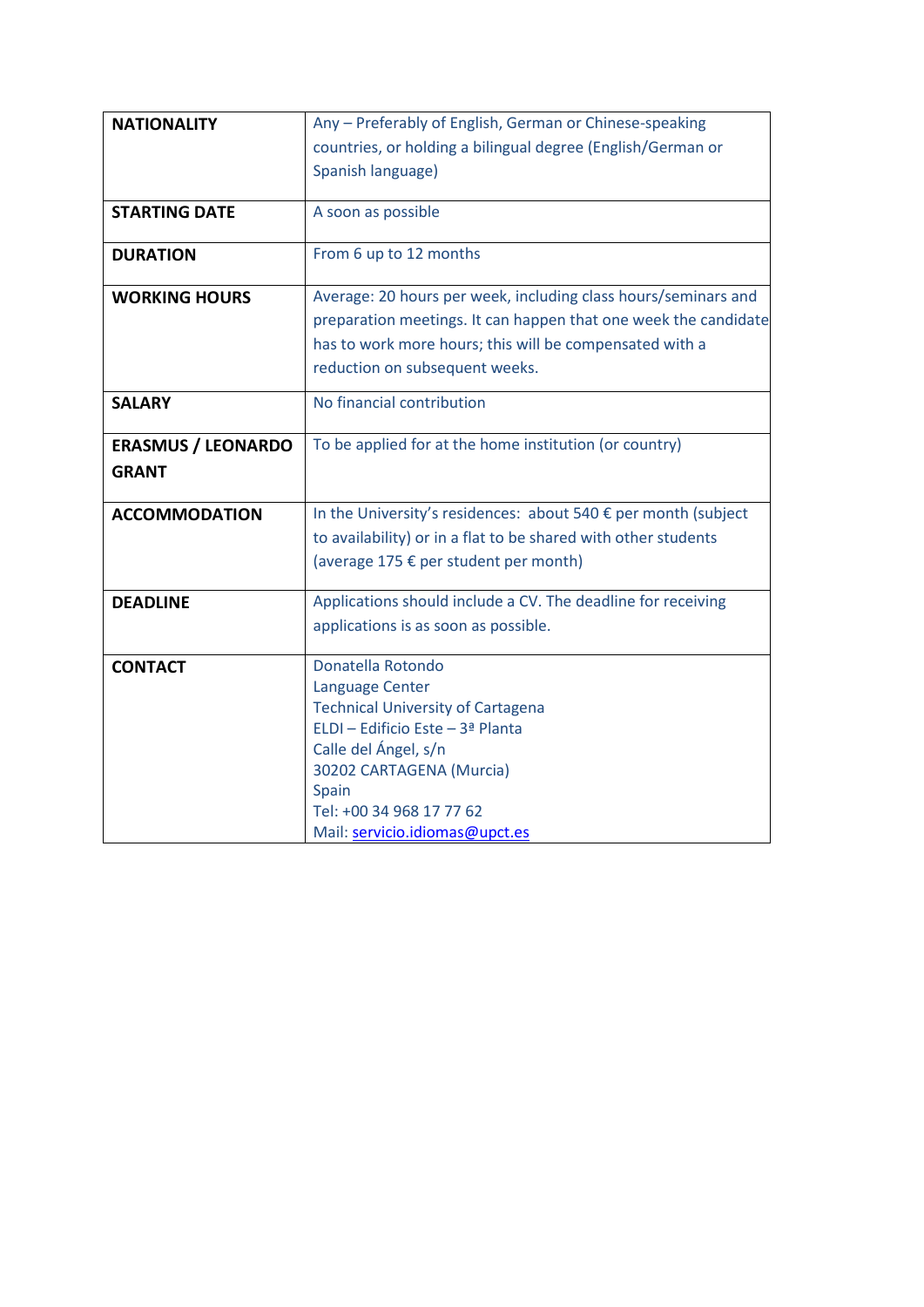| | |
|---|---|
| **NATIONALITY** | Any – Preferably of English, German or Chinese-speaking countries, or holding a bilingual degree (English/German or Spanish language) |
| **STARTING DATE** | A soon as possible |
| **DURATION** | From 6 up to 12 months |
| **WORKING HOURS** | Average: 20 hours per week, including class hours/seminars and preparation meetings. It can happen that one week the candidate has to work more hours; this will be compensated with a reduction on subsequent weeks. |
| **SALARY** | No financial contribution |
| **ERASMUS / LEONARDO GRANT** | To be applied for at the home institution (or country) |
| **ACCOMMODATION** | In the University's residences: about 540 € per month (subject to availability) or in a flat to be shared with other students (average 175 € per student per month) |
| **DEADLINE** | Applications should include a CV. The deadline for receiving applications is as soon as possible. |
| **CONTACT** | Donatella Rotondo<br>Language Center<br>Technical University of Cartagena<br>ELDI – Edificio Este – 3ª Planta<br>Calle del Ángel, s/n<br>30202 CARTAGENA (Murcia)<br>Spain<br>Tel: +00 34 968 17 77 62<br>Mail: servicio.idiomas@upct.es |